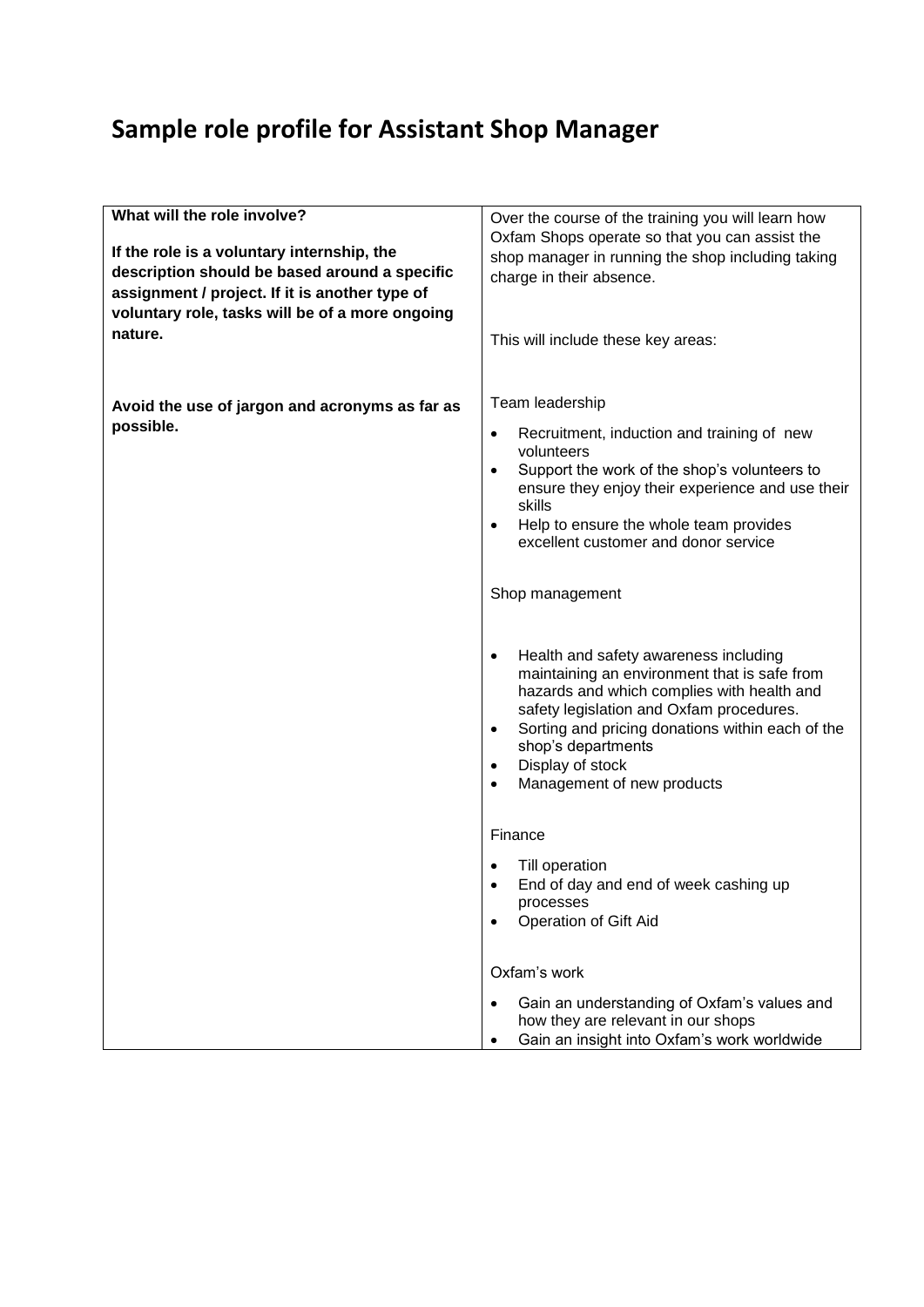# Sample role profile for Assistant Shop Manager

| | |
|---|---|
| **What will the role involve?**<br><br>**If the role is a voluntary internship, the description should be based around a specific assignment / project. If it is another type of voluntary role, tasks will be of a more ongoing nature.**<br><br>**Avoid the use of jargon and acronyms as far as possible.** | Over the course of the training you will learn how Oxfam Shops operate so that you can assist the shop manager in running the shop including taking charge in their absence.<br><br>This will include these key areas:<br><br>Team leadership<br><br>• Recruitment, induction and training of new volunteers<br>• Support the work of the shop's volunteers to ensure they enjoy their experience and use their skills<br>• Help to ensure the whole team provides excellent customer and donor service<br><br>Shop management<br><br>• Health and safety awareness including maintaining an environment that is safe from hazards and which complies with health and safety legislation and Oxfam procedures.<br>• Sorting and pricing donations within each of the shop's departments<br>• Display of stock<br>• Management of new products<br><br>Finance<br><br>• Till operation<br>• End of day and end of week cashing up processes<br>• Operation of Gift Aid<br><br>Oxfam's work<br><br>• Gain an understanding of Oxfam's values and how they are relevant in our shops<br>• Gain an insight into Oxfam's work worldwide |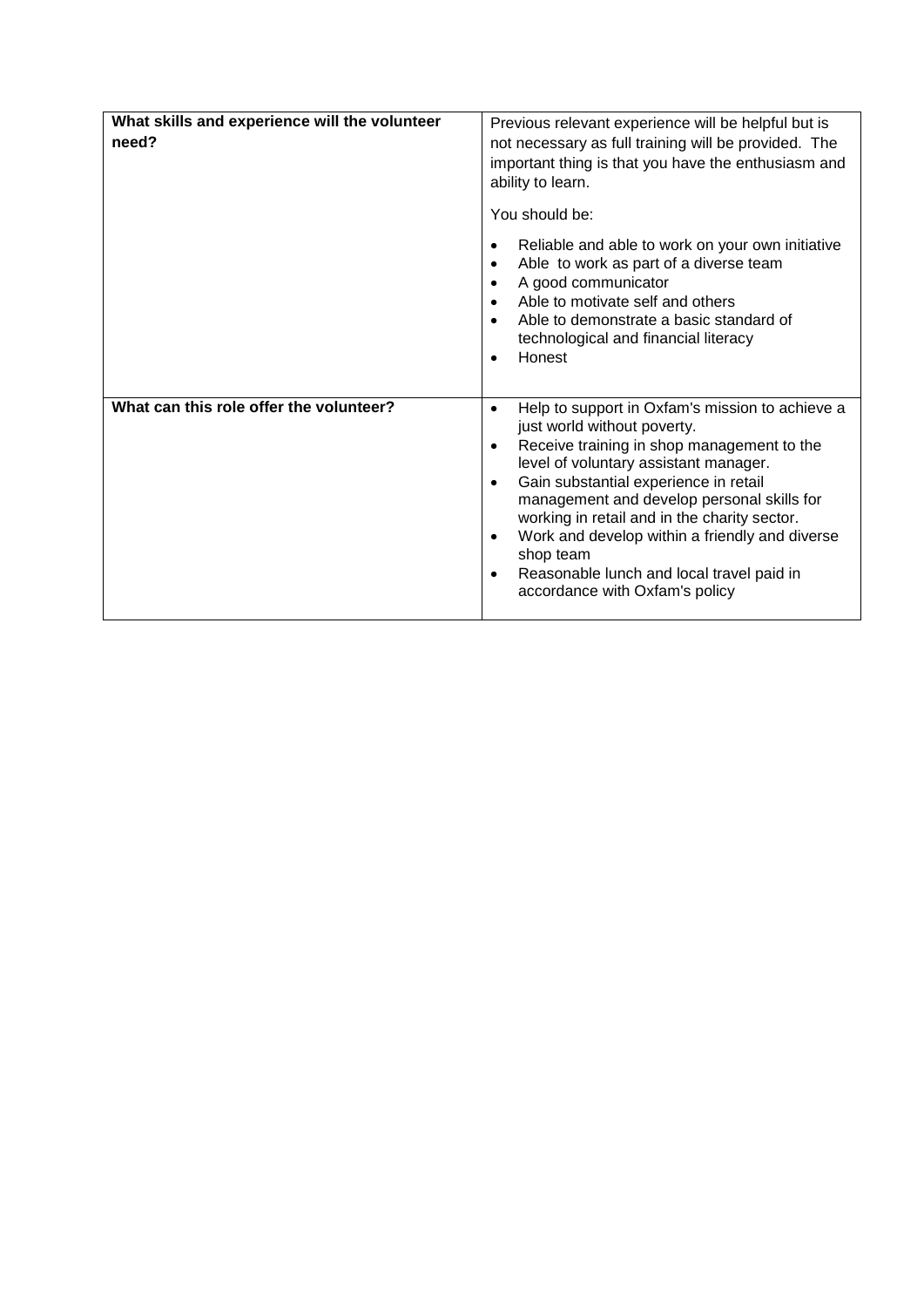| | |
|---|---|
| **What skills and experience will the volunteer need?** | Previous relevant experience will be helpful but is not necessary as full training will be provided. The important thing is that you have the enthusiasm and ability to learn.<br><br>You should be:<br><br>• Reliable and able to work on your own initiative<br>• Able to work as part of a diverse team<br>• A good communicator<br>• Able to motivate self and others<br>• Able to demonstrate a basic standard of technological and financial literacy<br>• Honest |
| **What can this role offer the volunteer?** | • Help to support in Oxfam's mission to achieve a just world without poverty.<br>• Receive training in shop management to the level of voluntary assistant manager.<br>• Gain substantial experience in retail management and develop personal skills for working in retail and in the charity sector.<br>• Work and develop within a friendly and diverse shop team<br>• Reasonable lunch and local travel paid in accordance with Oxfam's policy |